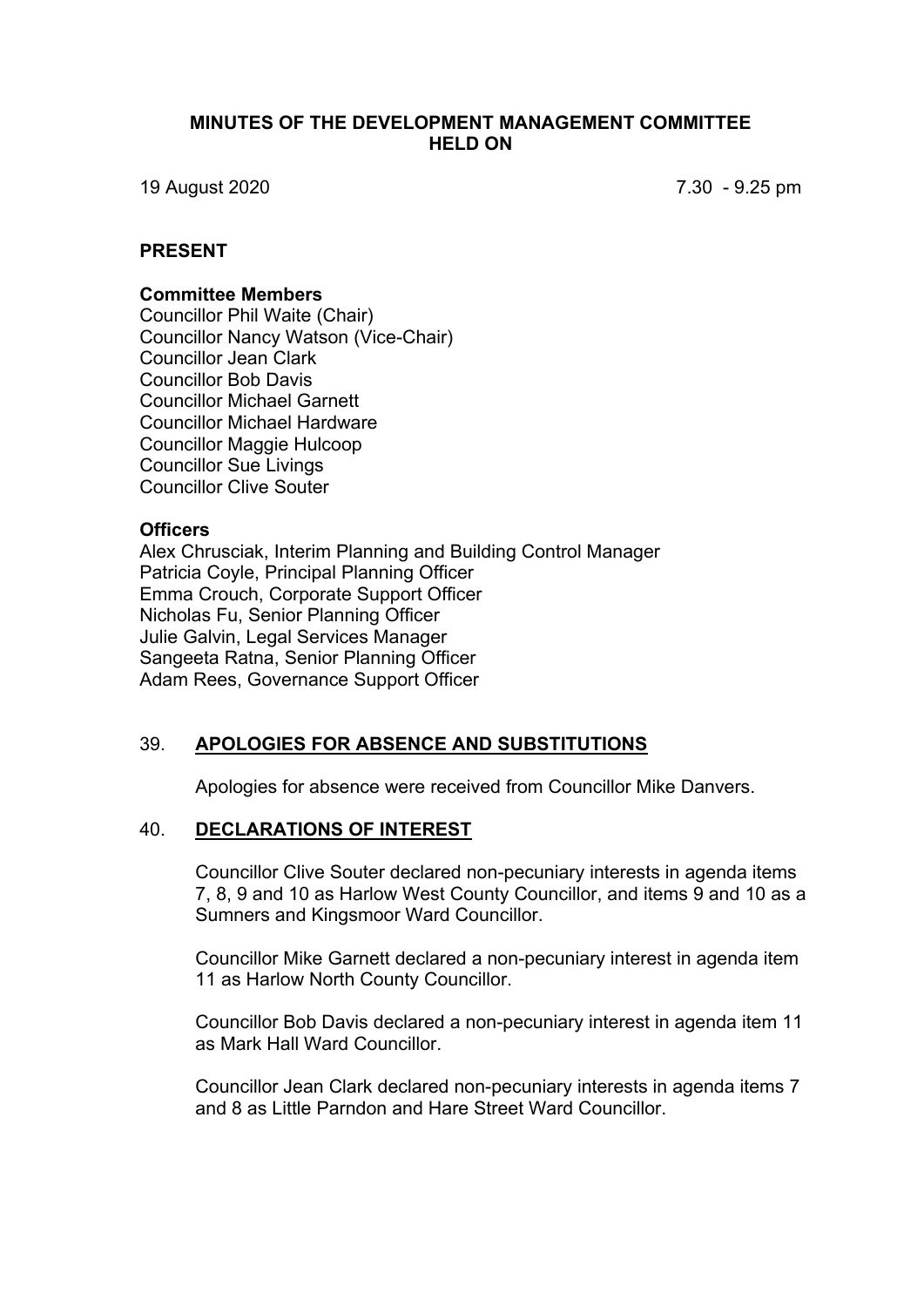# MINUTES OF THE DEVELOPMENT MANAGEMENT COMMITTEE HELD ON

19 August 2020 7.30 - 9.25 pm

## PRESENT

### Committee Members

Councillor Phil Waite (Chair)
Councillor Nancy Watson (Vice-Chair)
Councillor Jean Clark
Councillor Bob Davis
Councillor Michael Garnett
Councillor Michael Hardware
Councillor Maggie Hulcoop
Councillor Sue Livings
Councillor Clive Souter

### Officers

Alex Chrusciak, Interim Planning and Building Control Manager
Patricia Coyle, Principal Planning Officer
Emma Crouch, Corporate Support Officer
Nicholas Fu, Senior Planning Officer
Julie Galvin, Legal Services Manager
Sangeeta Ratna, Senior Planning Officer
Adam Rees, Governance Support Officer

## 39. APOLOGIES FOR ABSENCE AND SUBSTITUTIONS

Apologies for absence were received from Councillor Mike Danvers.

## 40. DECLARATIONS OF INTEREST

Councillor Clive Souter declared non-pecuniary interests in agenda items 7, 8, 9 and 10 as Harlow West County Councillor, and items 9 and 10 as a Sumners and Kingsmoor Ward Councillor.

Councillor Mike Garnett declared a non-pecuniary interest in agenda item 11 as Harlow North County Councillor.

Councillor Bob Davis declared a non-pecuniary interest in agenda item 11 as Mark Hall Ward Councillor.

Councillor Jean Clark declared non-pecuniary interests in agenda items 7 and 8 as Little Parndon and Hare Street Ward Councillor.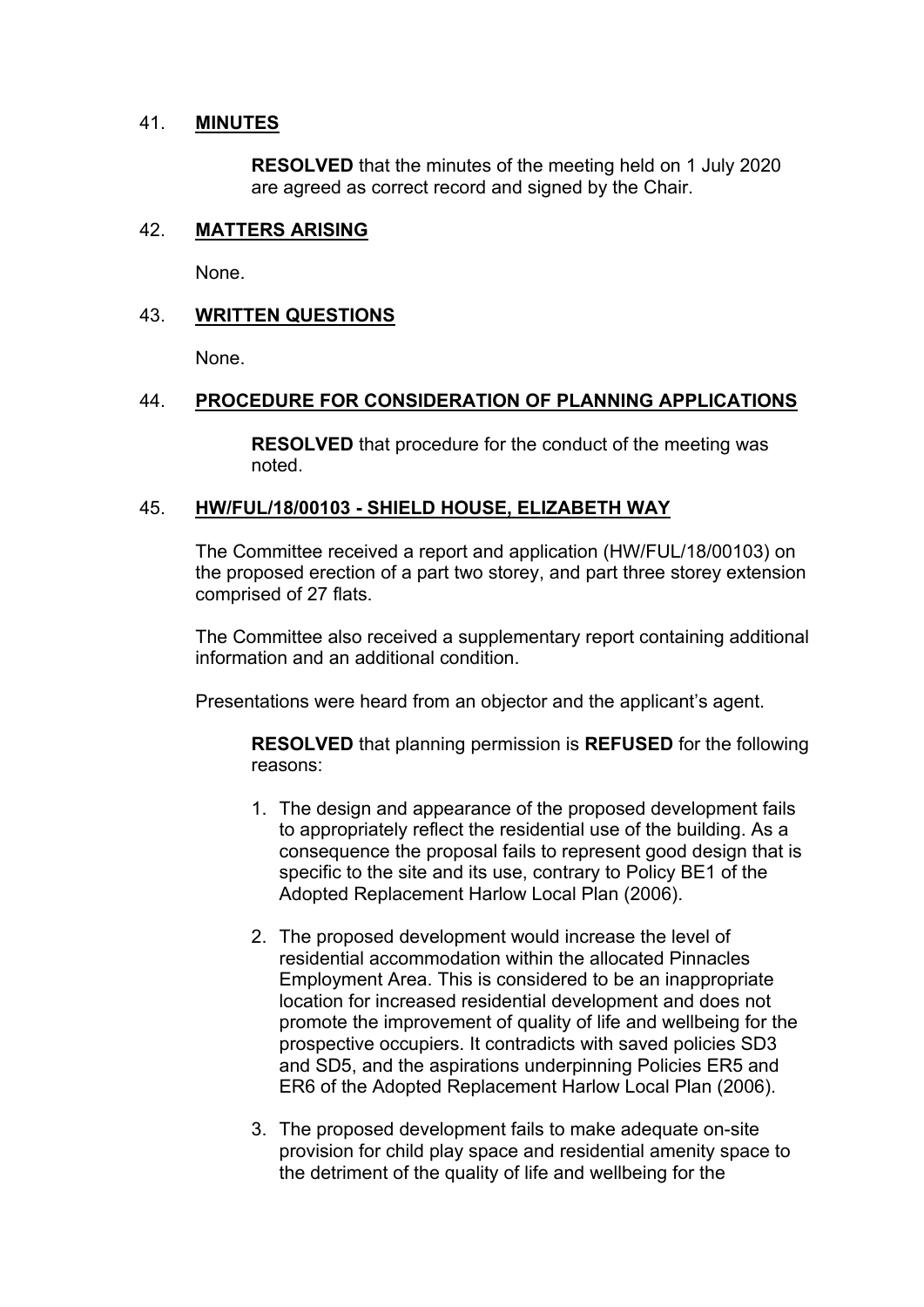41. **MINUTES**

**RESOLVED** that the minutes of the meeting held on 1 July 2020 are agreed as correct record and signed by the Chair.

42. **MATTERS ARISING**

None.

43. **WRITTEN QUESTIONS**

None.

44. **PROCEDURE FOR CONSIDERATION OF PLANNING APPLICATIONS**

**RESOLVED** that procedure for the conduct of the meeting was noted.

45. **HW/FUL/18/00103 - SHIELD HOUSE, ELIZABETH WAY**

The Committee received a report and application (HW/FUL/18/00103) on the proposed erection of a part two storey, and part three storey extension comprised of 27 flats.

The Committee also received a supplementary report containing additional information and an additional condition.

Presentations were heard from an objector and the applicant's agent.

**RESOLVED** that planning permission is **REFUSED** for the following reasons:

1. The design and appearance of the proposed development fails to appropriately reflect the residential use of the building. As a consequence the proposal fails to represent good design that is specific to the site and its use, contrary to Policy BE1 of the Adopted Replacement Harlow Local Plan (2006).

2. The proposed development would increase the level of residential accommodation within the allocated Pinnacles Employment Area. This is considered to be an inappropriate location for increased residential development and does not promote the improvement of quality of life and wellbeing for the prospective occupiers. It contradicts with saved policies SD3 and SD5, and the aspirations underpinning Policies ER5 and ER6 of the Adopted Replacement Harlow Local Plan (2006).

3. The proposed development fails to make adequate on-site provision for child play space and residential amenity space to the detriment of the quality of life and wellbeing for the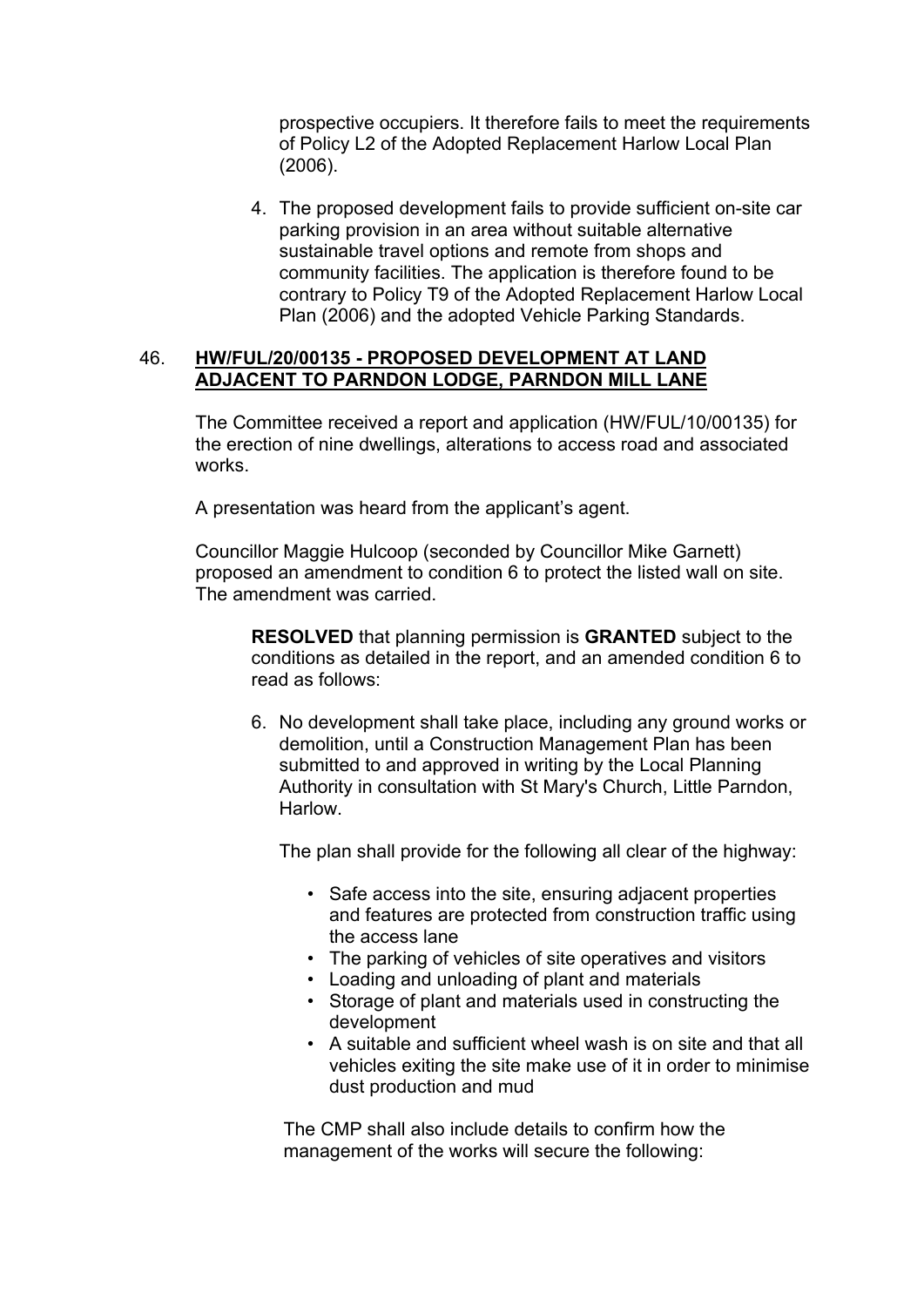prospective occupiers. It therefore fails to meet the requirements of Policy L2 of the Adopted Replacement Harlow Local Plan (2006).

4. The proposed development fails to provide sufficient on-site car parking provision in an area without suitable alternative sustainable travel options and remote from shops and community facilities. The application is therefore found to be contrary to Policy T9 of the Adopted Replacement Harlow Local Plan (2006) and the adopted Vehicle Parking Standards.

## 46. HW/FUL/20/00135 - PROPOSED DEVELOPMENT AT LAND ADJACENT TO PARNDON LODGE, PARNDON MILL LANE

The Committee received a report and application (HW/FUL/10/00135) for the erection of nine dwellings, alterations to access road and associated works.

A presentation was heard from the applicant's agent.

Councillor Maggie Hulcoop (seconded by Councillor Mike Garnett) proposed an amendment to condition 6 to protect the listed wall on site. The amendment was carried.

> **RESOLVED** that planning permission is **GRANTED** subject to the conditions as detailed in the report, and an amended condition 6 to read as follows:
>
> 6. No development shall take place, including any ground works or demolition, until a Construction Management Plan has been submitted to and approved in writing by the Local Planning Authority in consultation with St Mary's Church, Little Parndon, Harlow.
>
>    The plan shall provide for the following all clear of the highway:
>
>    - Safe access into the site, ensuring adjacent properties and features are protected from construction traffic using the access lane
>    - The parking of vehicles of site operatives and visitors
>    - Loading and unloading of plant and materials
>    - Storage of plant and materials used in constructing the development
>    - A suitable and sufficient wheel wash is on site and that all vehicles exiting the site make use of it in order to minimise dust production and mud
>
>    The CMP shall also include details to confirm how the management of the works will secure the following: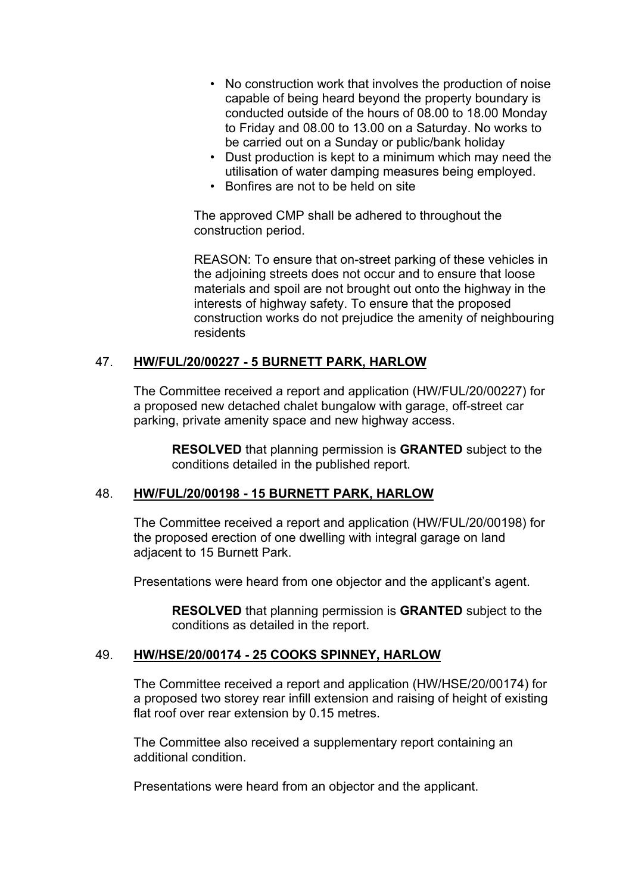- No construction work that involves the production of noise capable of being heard beyond the property boundary is conducted outside of the hours of 08.00 to 18.00 Monday to Friday and 08.00 to 13.00 on a Saturday. No works to be carried out on a Sunday or public/bank holiday
- Dust production is kept to a minimum which may need the utilisation of water damping measures being employed.
- Bonfires are not to be held on site

The approved CMP shall be adhered to throughout the construction period.

REASON: To ensure that on-street parking of these vehicles in the adjoining streets does not occur and to ensure that loose materials and spoil are not brought out onto the highway in the interests of highway safety. To ensure that the proposed construction works do not prejudice the amenity of neighbouring residents

## 47. HW/FUL/20/00227 - 5 BURNETT PARK, HARLOW

The Committee received a report and application (HW/FUL/20/00227) for a proposed new detached chalet bungalow with garage, off-street car parking, private amenity space and new highway access.

**RESOLVED** that planning permission is **GRANTED** subject to the conditions detailed in the published report.

## 48. HW/FUL/20/00198 - 15 BURNETT PARK, HARLOW

The Committee received a report and application (HW/FUL/20/00198) for the proposed erection of one dwelling with integral garage on land adjacent to 15 Burnett Park.

Presentations were heard from one objector and the applicant's agent.

**RESOLVED** that planning permission is **GRANTED** subject to the conditions as detailed in the report.

## 49. HW/HSE/20/00174 - 25 COOKS SPINNEY, HARLOW

The Committee received a report and application (HW/HSE/20/00174) for a proposed two storey rear infill extension and raising of height of existing flat roof over rear extension by 0.15 metres.

The Committee also received a supplementary report containing an additional condition.

Presentations were heard from an objector and the applicant.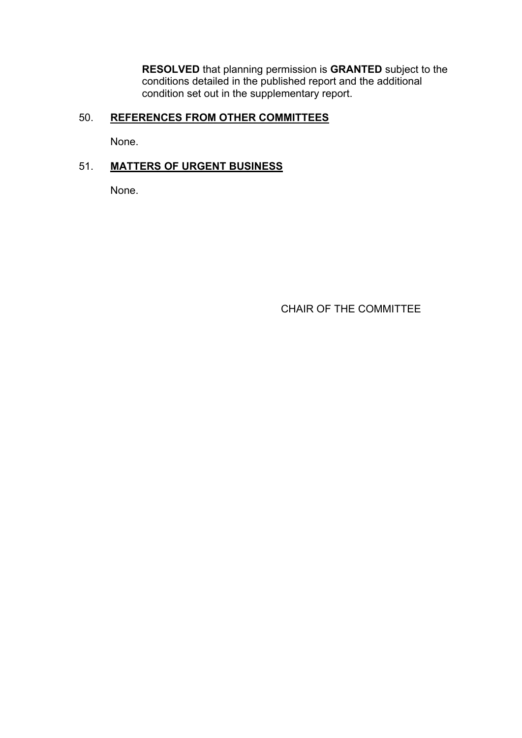**RESOLVED** that planning permission is **GRANTED** subject to the conditions detailed in the published report and the additional condition set out in the supplementary report.

## 50. REFERENCES FROM OTHER COMMITTEES

None.

## 51. MATTERS OF URGENT BUSINESS

None.

CHAIR OF THE COMMITTEE